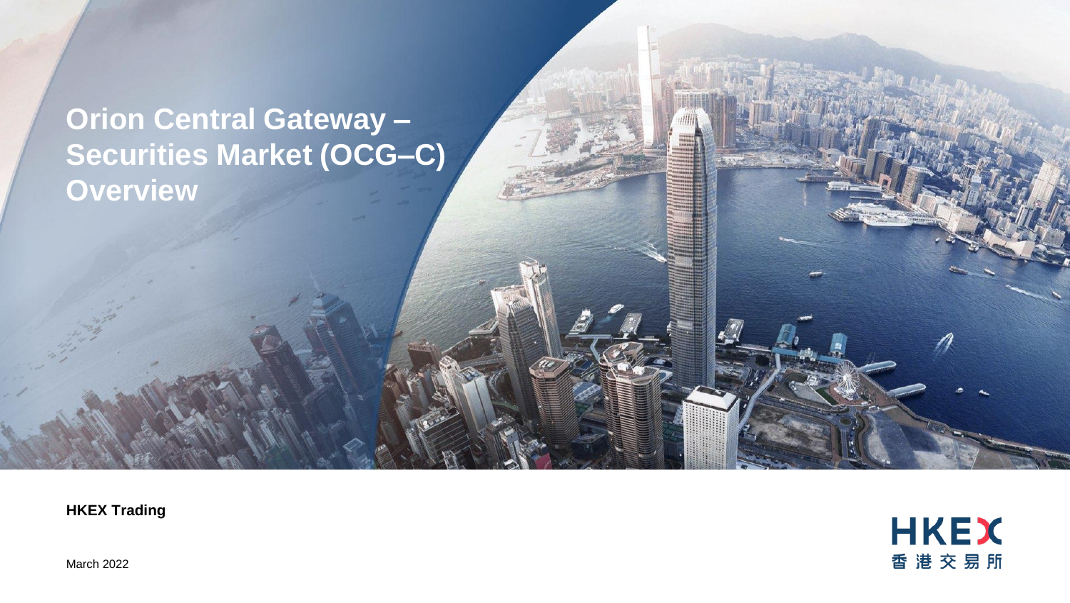# Orion Central Gateway – Securities Market (OCG–C) Overview

**HKEX Trading**

March 2022

HKEX
香港交易所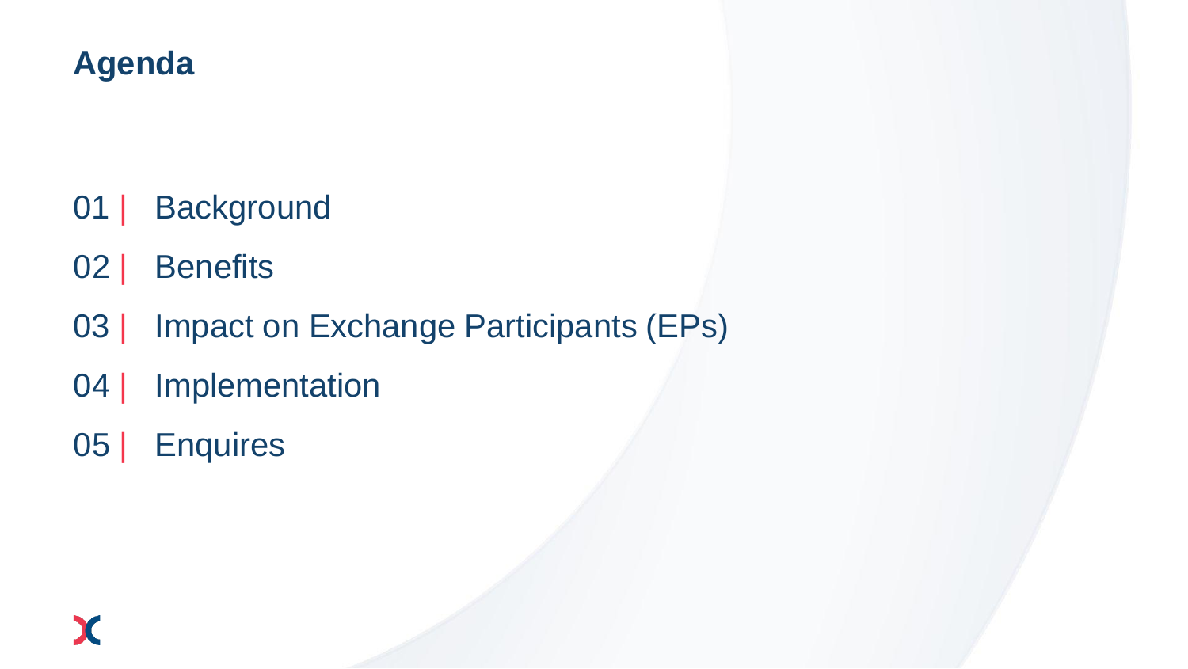# Agenda

01 | Background

02 | Benefits

03 | Impact on Exchange Participants (EPs)

04 | Implementation

05 | Enquires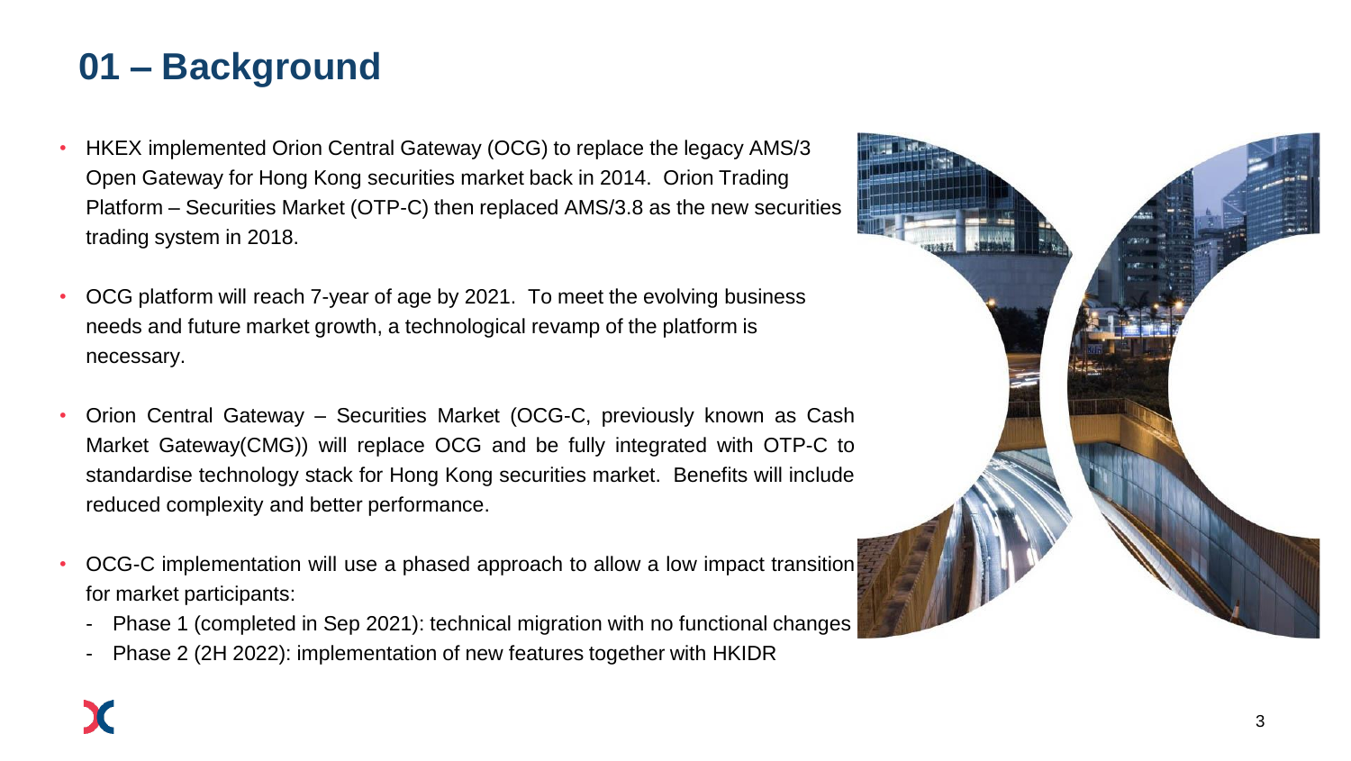# 01 – Background

- HKEX implemented Orion Central Gateway (OCG) to replace the legacy AMS/3 Open Gateway for Hong Kong securities market back in 2014. Orion Trading Platform – Securities Market (OTP-C) then replaced AMS/3.8 as the new securities trading system in 2018.
- OCG platform will reach 7-year of age by 2021. To meet the evolving business needs and future market growth, a technological revamp of the platform is necessary.
- Orion Central Gateway – Securities Market (OCG-C, previously known as Cash Market Gateway(CMG)) will replace OCG and be fully integrated with OTP-C to standardise technology stack for Hong Kong securities market. Benefits will include reduced complexity and better performance.
- OCG-C implementation will use a phased approach to allow a low impact transition for market participants:
  - Phase 1 (completed in Sep 2021): technical migration with no functional changes
  - Phase 2 (2H 2022): implementation of new features together with HKIDR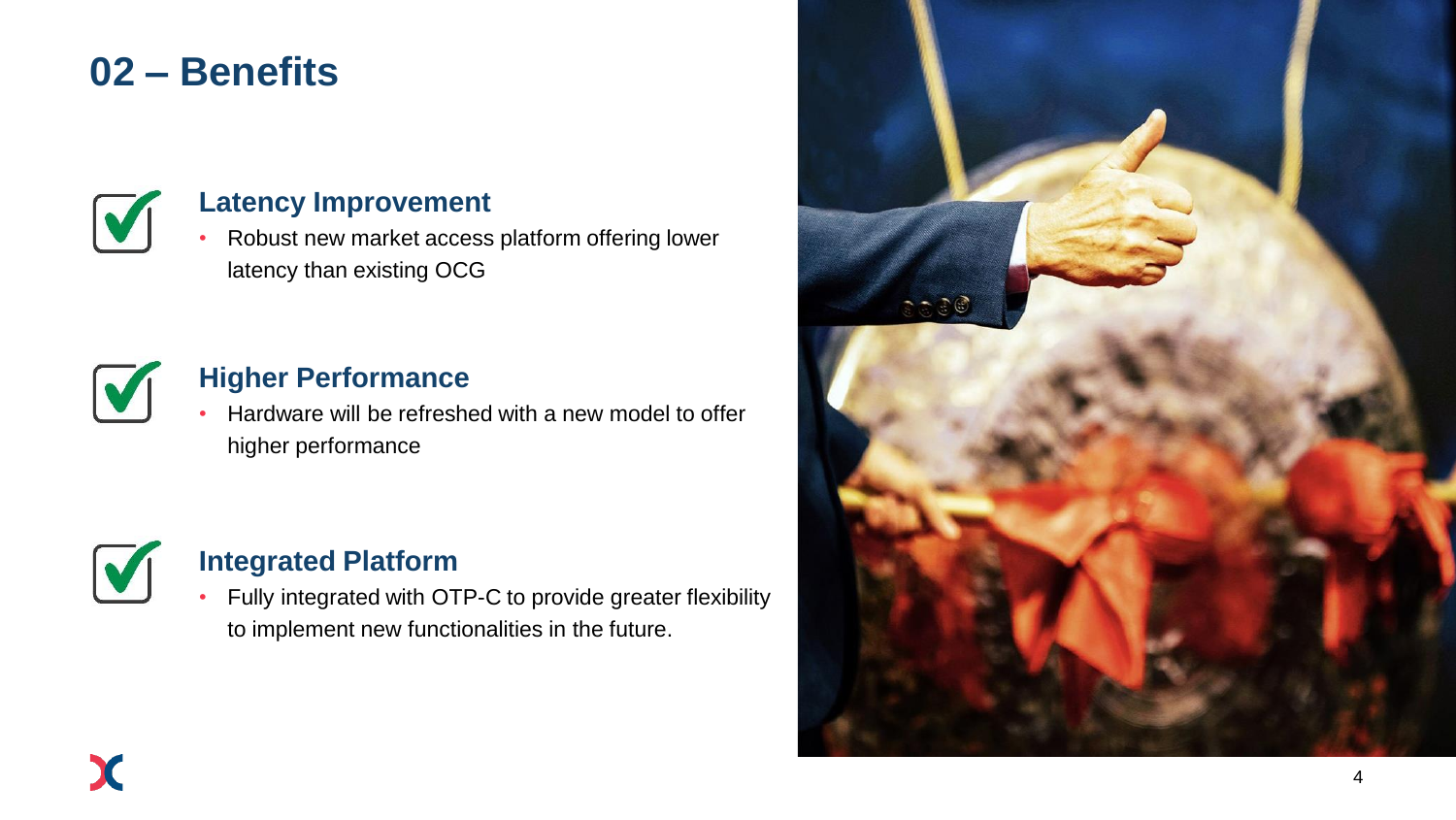## 02 – Benefits

### Latency Improvement

- Robust new market access platform offering lower latency than existing OCG

### Higher Performance

- Hardware will be refreshed with a new model to offer higher performance

### Integrated Platform

- Fully integrated with OTP-C to provide greater flexibility to implement new functionalities in the future.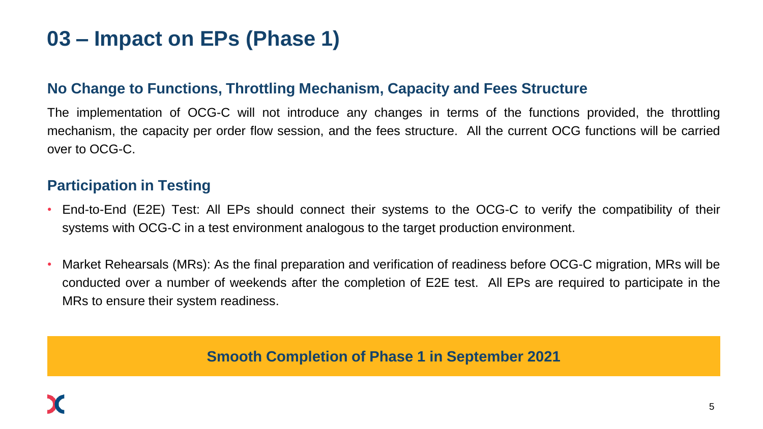# 03 – Impact on EPs (Phase 1)

## No Change to Functions, Throttling Mechanism, Capacity and Fees Structure

The implementation of OCG-C will not introduce any changes in terms of the functions provided, the throttling mechanism, the capacity per order flow session, and the fees structure. All the current OCG functions will be carried over to OCG-C.

## Participation in Testing

- End-to-End (E2E) Test: All EPs should connect their systems to the OCG-C to verify the compatibility of their systems with OCG-C in a test environment analogous to the target production environment.

- Market Rehearsals (MRs): As the final preparation and verification of readiness before OCG-C migration, MRs will be conducted over a number of weekends after the completion of E2E test. All EPs are required to participate in the MRs to ensure their system readiness.

**Smooth Completion of Phase 1 in September 2021**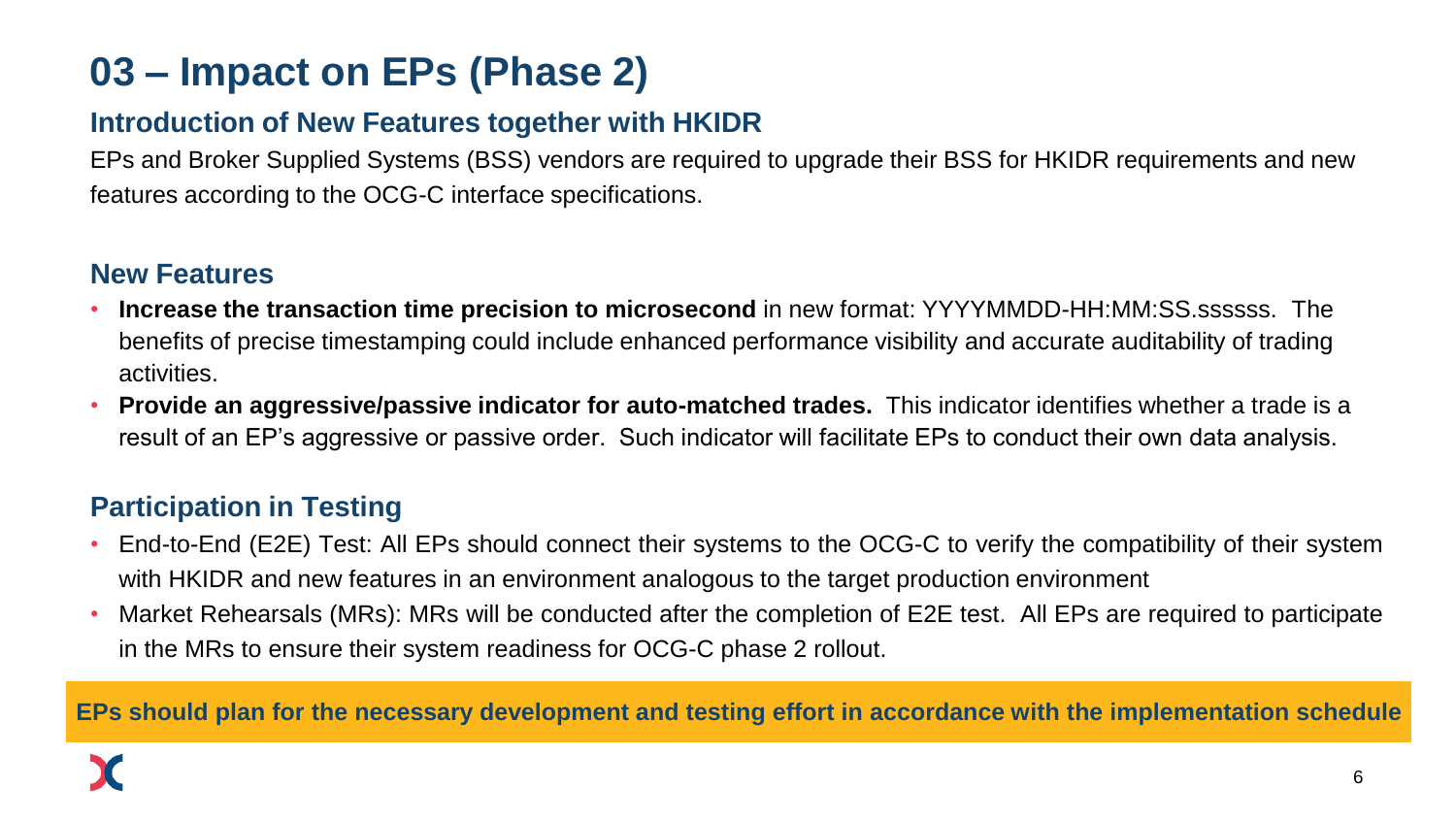# 03 – Impact on EPs (Phase 2)

## Introduction of New Features together with HKIDR

EPs and Broker Supplied Systems (BSS) vendors are required to upgrade their BSS for HKIDR requirements and new features according to the OCG-C interface specifications.

## New Features

- **Increase the transaction time precision to microsecond** in new format: YYYYMMDD-HH:MM:SS.ssssss. The benefits of precise timestamping could include enhanced performance visibility and accurate auditability of trading activities.
- **Provide an aggressive/passive indicator for auto-matched trades.** This indicator identifies whether a trade is a result of an EP's aggressive or passive order. Such indicator will facilitate EPs to conduct their own data analysis.

## Participation in Testing

- End-to-End (E2E) Test: All EPs should connect their systems to the OCG-C to verify the compatibility of their system with HKIDR and new features in an environment analogous to the target production environment
- Market Rehearsals (MRs): MRs will be conducted after the completion of E2E test. All EPs are required to participate in the MRs to ensure their system readiness for OCG-C phase 2 rollout.

**EPs should plan for the necessary development and testing effort in accordance with the implementation schedule**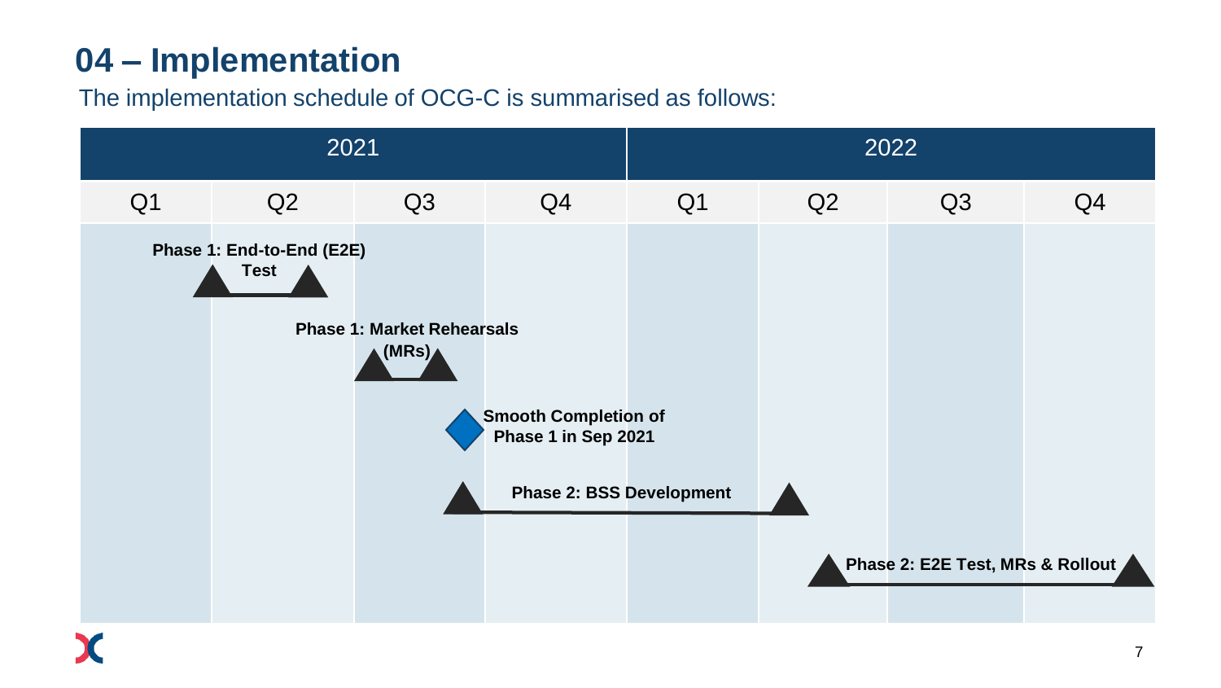# 04 – Implementation

The implementation schedule of OCG-C is summarised as follows:

| 2021 | | | | 2022 | | | |
|---|---|---|---|---|---|---|---|
| Q1 | Q2 | Q3 | Q4 | Q1 | Q2 | Q3 | Q4 |

- **Phase 1: End-to-End (E2E) Test**
- **Phase 1: Market Rehearsals (MRs)**
- **Smooth Completion of Phase 1 in Sep 2021**
- **Phase 2: BSS Development**
- **Phase 2: E2E Test, MRs & Rollout**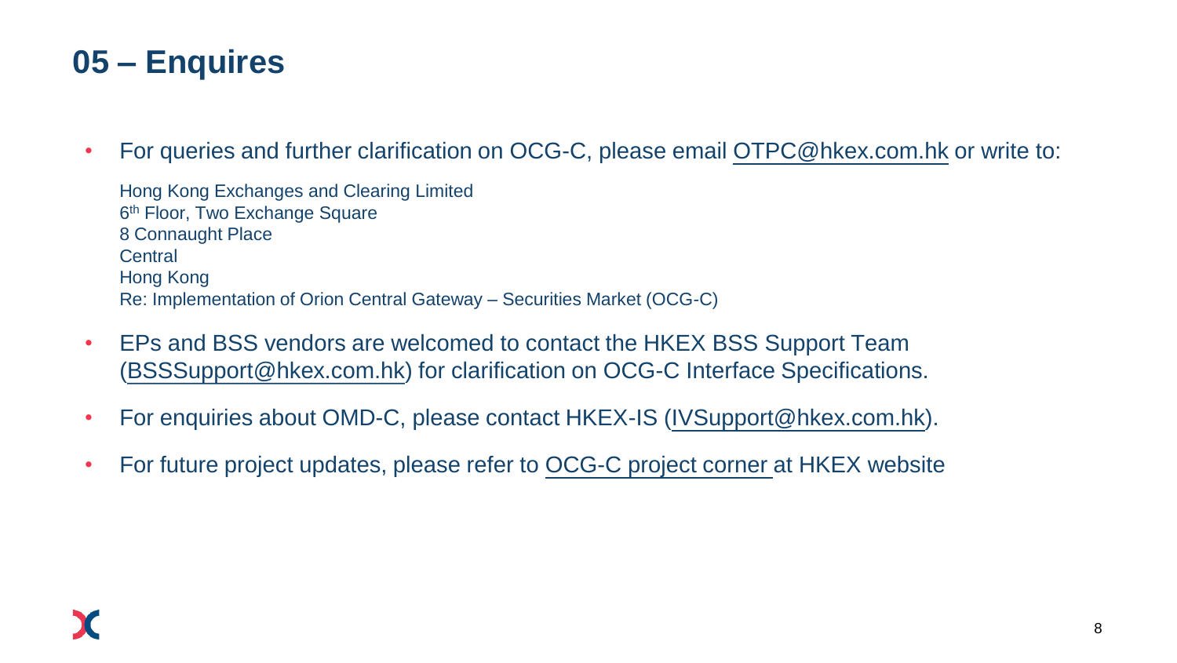# 05 – Enquires

- For queries and further clarification on OCG-C, please email OTPC@hkex.com.hk or write to:

  Hong Kong Exchanges and Clearing Limited
  6th Floor, Two Exchange Square
  8 Connaught Place
  Central
  Hong Kong
  Re: Implementation of Orion Central Gateway – Securities Market (OCG-C)

- EPs and BSS vendors are welcomed to contact the HKEX BSS Support Team (BSSSupport@hkex.com.hk) for clarification on OCG-C Interface Specifications.
- For enquiries about OMD-C, please contact HKEX-IS (IVSupport@hkex.com.hk).
- For future project updates, please refer to OCG-C project corner at HKEX website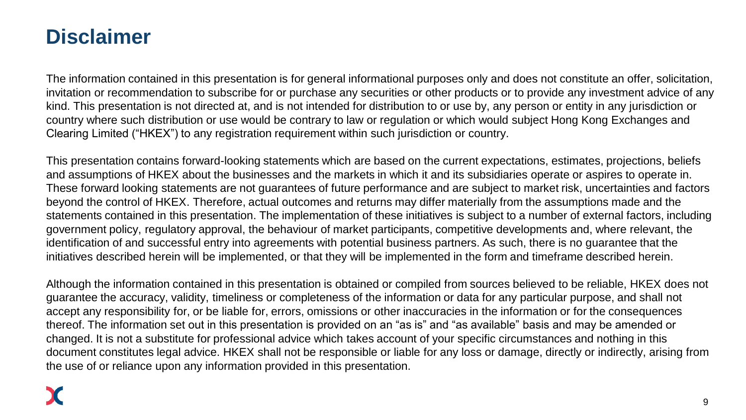# Disclaimer

The information contained in this presentation is for general informational purposes only and does not constitute an offer, solicitation, invitation or recommendation to subscribe for or purchase any securities or other products or to provide any investment advice of any kind. This presentation is not directed at, and is not intended for distribution to or use by, any person or entity in any jurisdiction or country where such distribution or use would be contrary to law or regulation or which would subject Hong Kong Exchanges and Clearing Limited ("HKEX") to any registration requirement within such jurisdiction or country.

This presentation contains forward-looking statements which are based on the current expectations, estimates, projections, beliefs and assumptions of HKEX about the businesses and the markets in which it and its subsidiaries operate or aspires to operate in. These forward looking statements are not guarantees of future performance and are subject to market risk, uncertainties and factors beyond the control of HKEX. Therefore, actual outcomes and returns may differ materially from the assumptions made and the statements contained in this presentation. The implementation of these initiatives is subject to a number of external factors, including government policy, regulatory approval, the behaviour of market participants, competitive developments and, where relevant, the identification of and successful entry into agreements with potential business partners. As such, there is no guarantee that the initiatives described herein will be implemented, or that they will be implemented in the form and timeframe described herein.

Although the information contained in this presentation is obtained or compiled from sources believed to be reliable, HKEX does not guarantee the accuracy, validity, timeliness or completeness of the information or data for any particular purpose, and shall not accept any responsibility for, or be liable for, errors, omissions or other inaccuracies in the information or for the consequences thereof. The information set out in this presentation is provided on an "as is" and "as available" basis and may be amended or changed. It is not a substitute for professional advice which takes account of your specific circumstances and nothing in this document constitutes legal advice. HKEX shall not be responsible or liable for any loss or damage, directly or indirectly, arising from the use of or reliance upon any information provided in this presentation.